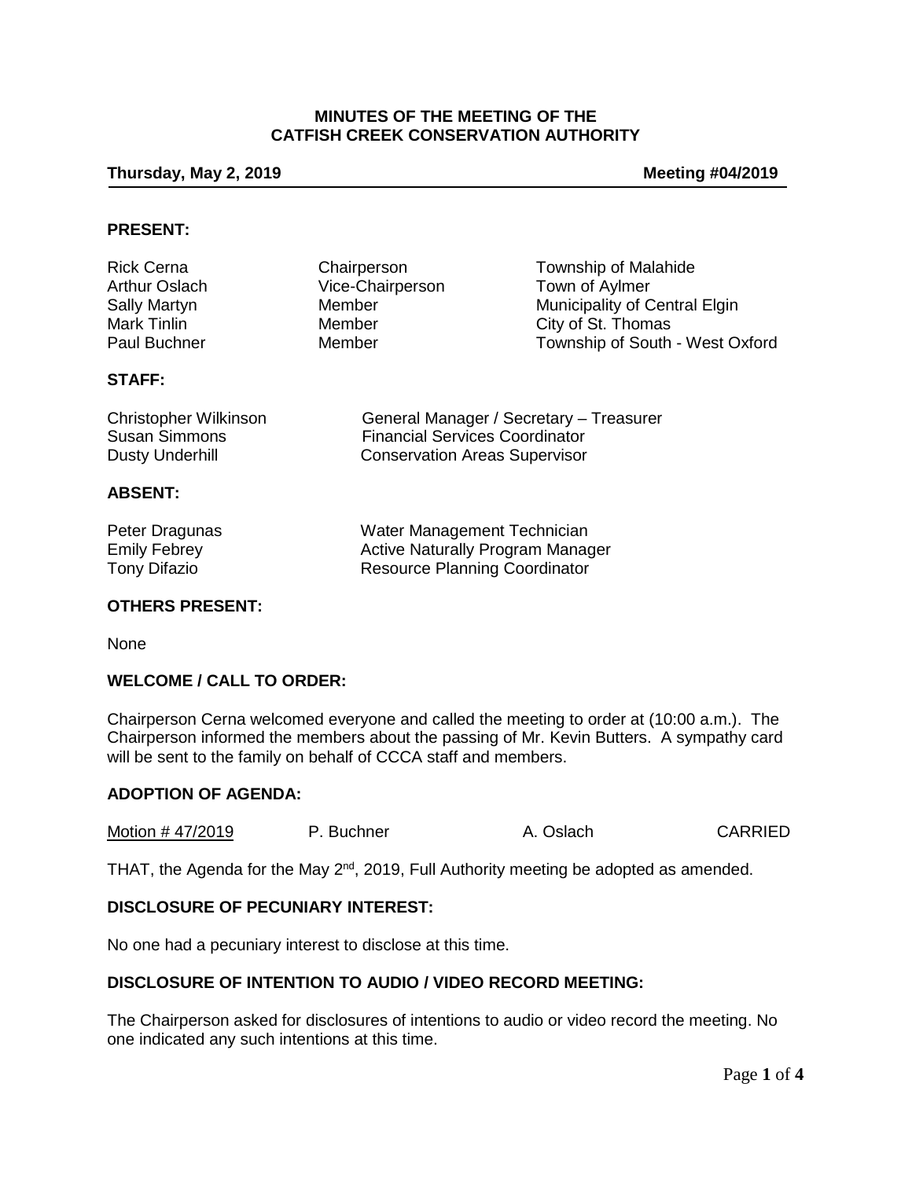# MINUTES OF THE MEETING OF THE CATFISH CREEK CONSERVATION AUTHORITY

**Thursday, May 2, 2019** **Meeting #04/2019**

## PRESENT:

| | | |
|---|---|---|
| Rick Cerna | Chairperson | Township of Malahide |
| Arthur Oslach | Vice-Chairperson | Town of Aylmer |
| Sally Martyn | Member | Municipality of Central Elgin |
| Mark Tinlin | Member | City of St. Thomas |
| Paul Buchner | Member | Township of South - West Oxford |

## STAFF:

| | |
|---|---|
| Christopher Wilkinson | General Manager / Secretary – Treasurer |
| Susan Simmons | Financial Services Coordinator |
| Dusty Underhill | Conservation Areas Supervisor |

## ABSENT:

| | |
|---|---|
| Peter Dragunas | Water Management Technician |
| Emily Febrey | Active Naturally Program Manager |
| Tony Difazio | Resource Planning Coordinator |

## OTHERS PRESENT:

None

## WELCOME / CALL TO ORDER:

Chairperson Cerna welcomed everyone and called the meeting to order at (10:00 a.m.). The Chairperson informed the members about the passing of Mr. Kevin Butters. A sympathy card will be sent to the family on behalf of CCCA staff and members.

## ADOPTION OF AGENDA:

| Motion # 47/2019 | P. Buchner | A. Oslach | CARRIED |
|---|---|---|---|

THAT, the Agenda for the May 2nd, 2019, Full Authority meeting be adopted as amended.

## DISCLOSURE OF PECUNIARY INTEREST:

No one had a pecuniary interest to disclose at this time.

## DISCLOSURE OF INTENTION TO AUDIO / VIDEO RECORD MEETING:

The Chairperson asked for disclosures of intentions to audio or video record the meeting. No one indicated any such intentions at this time.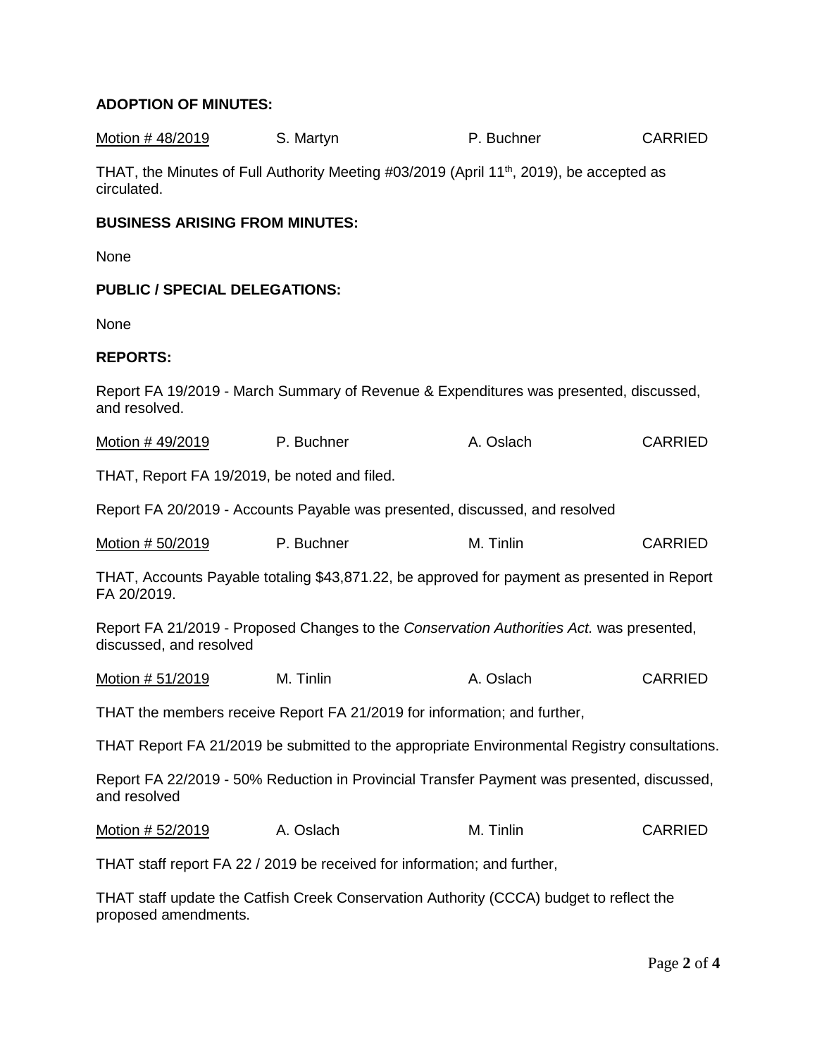**ADOPTION OF MINUTES:**

Motion # 48/2019 S. Martyn P. Buchner CARRIED

THAT, the Minutes of Full Authority Meeting #03/2019 (April 11th, 2019), be accepted as circulated.

**BUSINESS ARISING FROM MINUTES:**

None

**PUBLIC / SPECIAL DELEGATIONS:**

None

**REPORTS:**

Report FA 19/2019 - March Summary of Revenue & Expenditures was presented, discussed, and resolved.

Motion # 49/2019 P. Buchner A. Oslach CARRIED

THAT, Report FA 19/2019, be noted and filed.

Report FA 20/2019 - Accounts Payable was presented, discussed, and resolved

Motion # 50/2019 P. Buchner M. Tinlin CARRIED

THAT, Accounts Payable totaling $43,871.22, be approved for payment as presented in Report FA 20/2019.

Report FA 21/2019 - Proposed Changes to the *Conservation Authorities Act.* was presented, discussed, and resolved

Motion # 51/2019 M. Tinlin A. Oslach CARRIED

THAT the members receive Report FA 21/2019 for information; and further,

THAT Report FA 21/2019 be submitted to the appropriate Environmental Registry consultations.

Report FA 22/2019 - 50% Reduction in Provincial Transfer Payment was presented, discussed, and resolved

Motion # 52/2019 A. Oslach M. Tinlin CARRIED

THAT staff report FA 22 / 2019 be received for information; and further,

THAT staff update the Catfish Creek Conservation Authority (CCCA) budget to reflect the proposed amendments.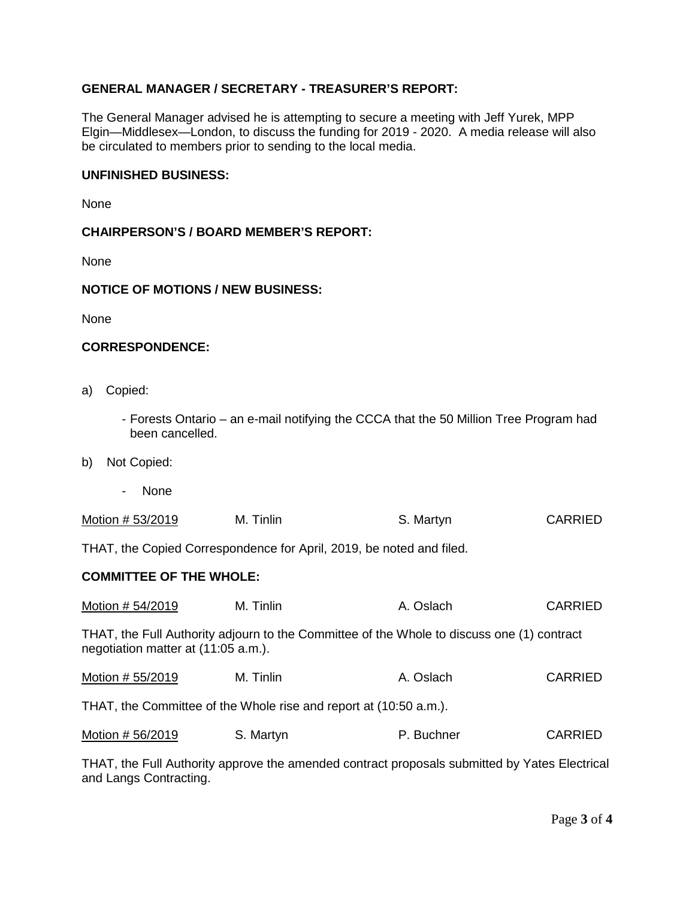**GENERAL MANAGER / SECRETARY - TREASURER'S REPORT:**

The General Manager advised he is attempting to secure a meeting with Jeff Yurek, MPP Elgin—Middlesex—London, to discuss the funding for 2019 - 2020. A media release will also be circulated to members prior to sending to the local media.

**UNFINISHED BUSINESS:**

None

**CHAIRPERSON'S / BOARD MEMBER'S REPORT:**

None

**NOTICE OF MOTIONS / NEW BUSINESS:**

None

**CORRESPONDENCE:**

a) Copied:

- Forests Ontario – an e-mail notifying the CCCA that the 50 Million Tree Program had been cancelled.

b) Not Copied:

- None

Motion # 53/2019 M. Tinlin S. Martyn CARRIED

THAT, the Copied Correspondence for April, 2019, be noted and filed.

**COMMITTEE OF THE WHOLE:**

Motion # 54/2019 M. Tinlin A. Oslach CARRIED

THAT, the Full Authority adjourn to the Committee of the Whole to discuss one (1) contract negotiation matter at (11:05 a.m.).

Motion # 55/2019 M. Tinlin A. Oslach CARRIED

THAT, the Committee of the Whole rise and report at (10:50 a.m.).

Motion # 56/2019 S. Martyn P. Buchner CARRIED

THAT, the Full Authority approve the amended contract proposals submitted by Yates Electrical and Langs Contracting.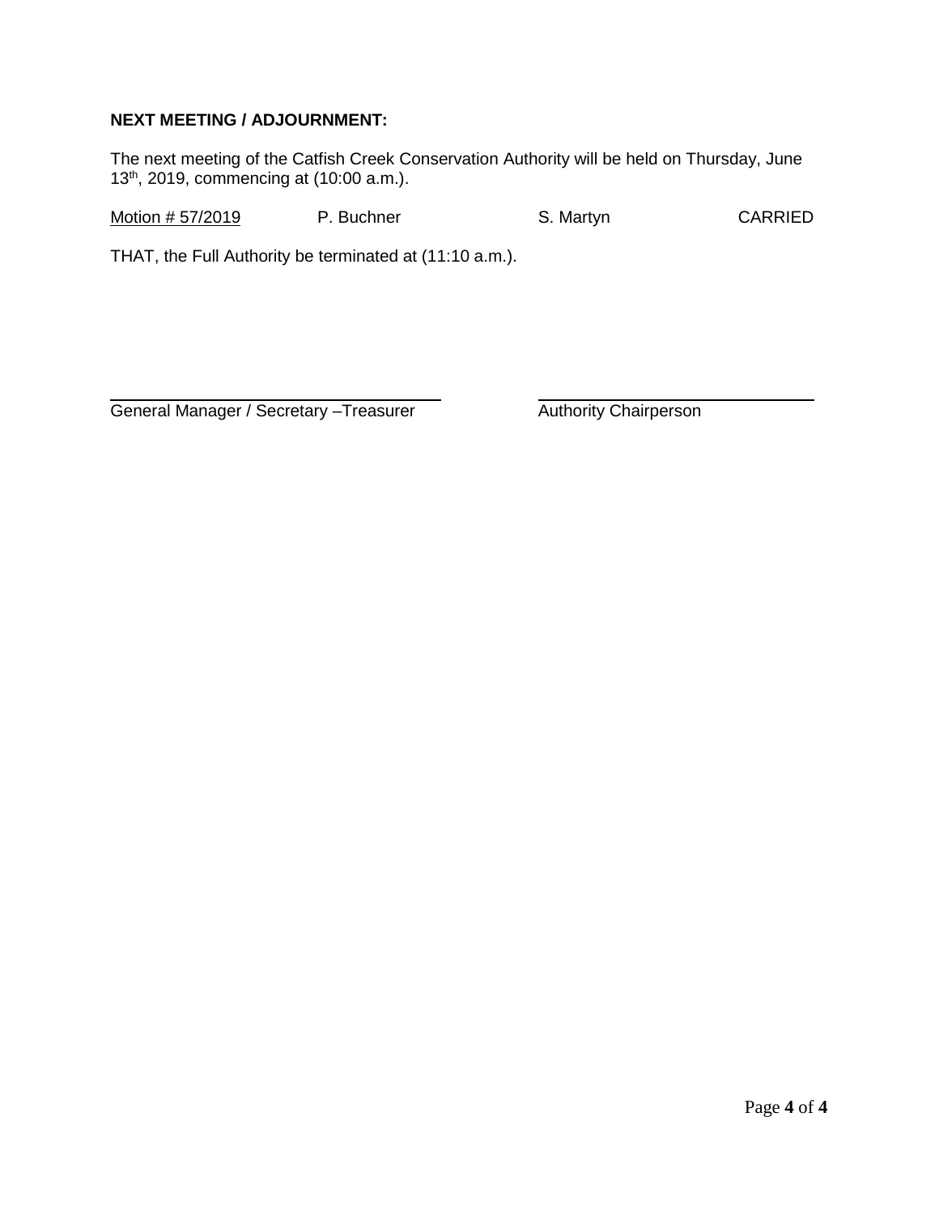**NEXT MEETING / ADJOURNMENT:**

The next meeting of the Catfish Creek Conservation Authority will be held on Thursday, June 13th, 2019, commencing at (10:00 a.m.).

Motion # 57/2019 P. Buchner S. Martyn CARRIED

THAT, the Full Authority be terminated at (11:10 a.m.).

General Manager / Secretary –Treasurer

Authority Chairperson